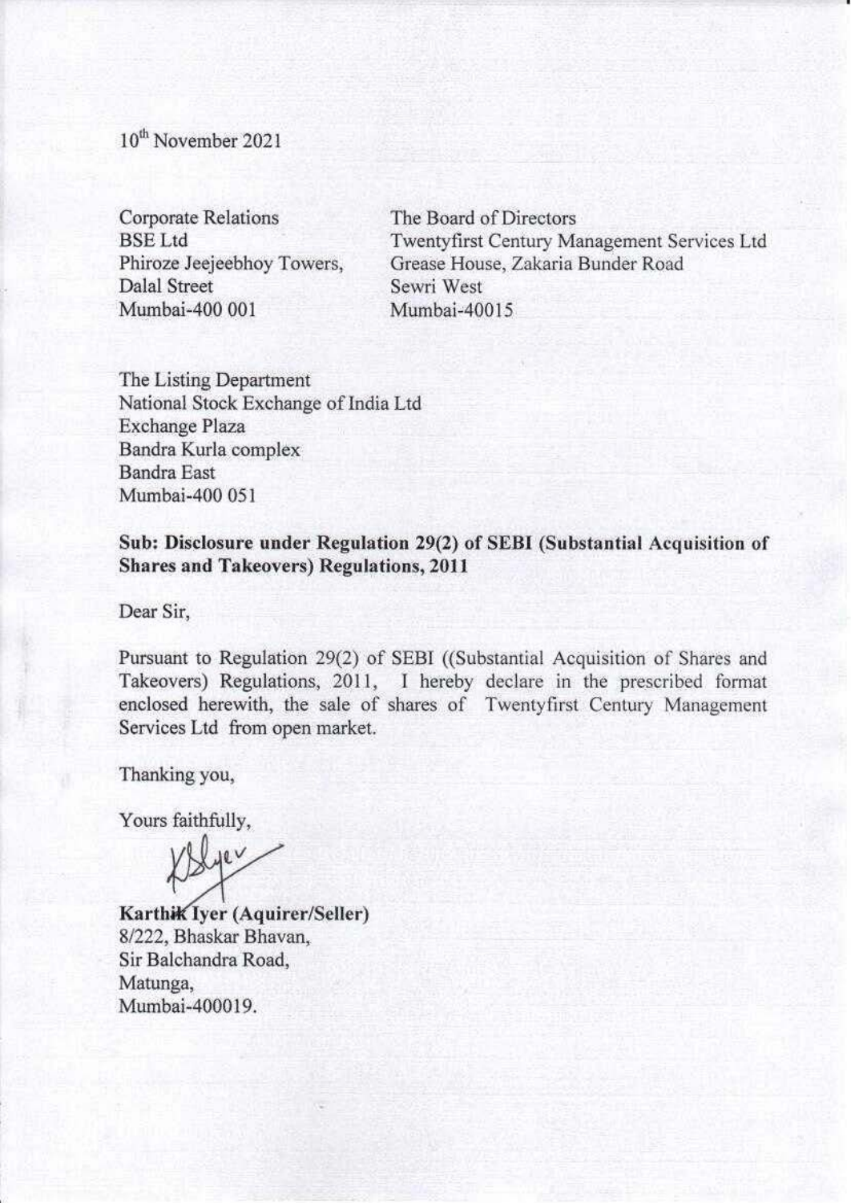10th November 2021

Corporate Relations
BSE Ltd
Phiroze Jeejeebhoy Towers,
Dalal Street
Mumbai-400 001

The Board of Directors
Twentyfirst Century Management Services Ltd
Grease House, Zakaria Bunder Road
Sewri West
Mumbai-40015

The Listing Department
National Stock Exchange of India Ltd
Exchange Plaza
Bandra Kurla complex
Bandra East
Mumbai-400 051

**Sub: Disclosure under Regulation 29(2) of SEBI (Substantial Acquisition of Shares and Takeovers) Regulations, 2011**

Dear Sir,

Pursuant to Regulation 29(2) of SEBI ((Substantial Acquisition of Shares and Takeovers) Regulations, 2011, I hereby declare in the prescribed format enclosed herewith, the sale of shares of Twentyfirst Century Management Services Ltd from open market.

Thanking you,

Yours faithfully,

**Karthik Iyer (Aquirer/Seller)**
8/222, Bhaskar Bhavan,
Sir Balchandra Road,
Matunga,
Mumbai-400019.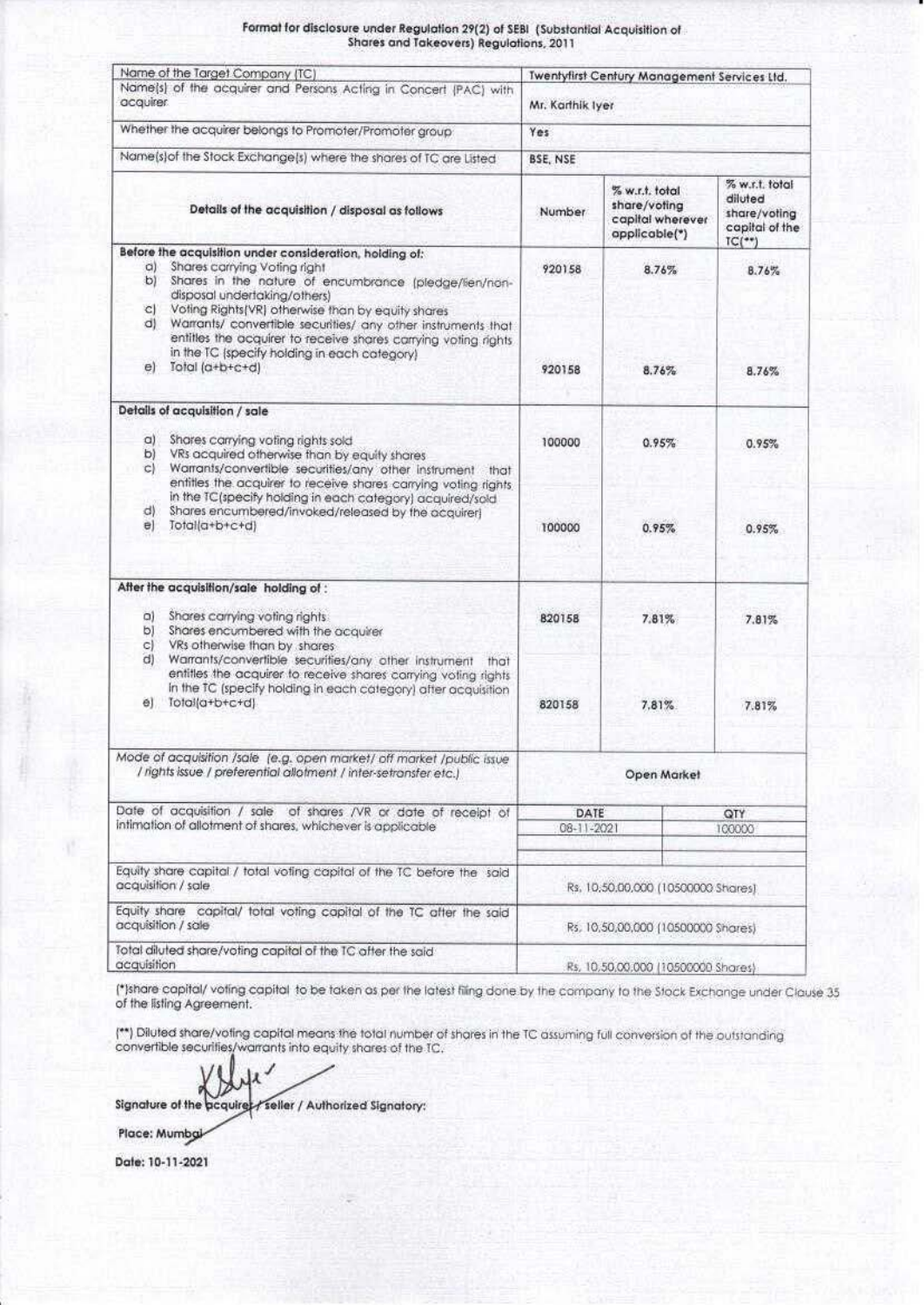**Format for disclosure under Regulation 29(2) of SEBI (Substantial Acquisition of Shares and Takeovers) Regulations, 2011**

| | | | |
|---|---|---|---|
| Name of the Target Company (TC) | Twentyfirst Century Management Services Ltd. | | |
| Name(s) of the acquirer and Persons Acting in Concert (PAC) with acquirer | Mr. Karthik Iyer | | |
| Whether the acquirer belongs to Promoter/Promoter group | Yes | | |
| Name(s)of the Stock Exchange(s) where the shares of TC are Listed | BSE, NSE | | |
| **Details of the acquisition / disposal as follows** | Number | % w.r.t. total share/voting capital wherever applicable(*) | % w.r.t. total diluted share/voting capital of the TC(**) |
| **Before the acquisition under consideration, holding of:**<br>a) Shares carrying Voting right<br>b) Shares in the nature of encumbrance (pledge/lien/non-disposal undertaking/others)<br>c) Voting Rights(VR) otherwise than by equity shares<br>d) Warrants/ convertible securities/ any other instruments that entitles the acquirer to receive shares carrying voting rights in the TC (specify holding in each category)<br>e) Total (a+b+c+d) | 920158<br><br>920158 | 8.76%<br><br>8.76% | 8.76%<br><br>8.76% |
| **Details of acquisition / sale**<br>a) Shares carrying voting rights sold<br>b) VRs acquired otherwise than by equity shares<br>c) Warrants/convertible securities/any other instrument that entitles the acquirer to receive shares carrying voting rights in the TC(specify holding in each category) acquired/sold<br>d) Shares encumbered/invoked/released by the acquirer)<br>e) Total(a+b+c+d) | 100000<br><br>100000 | 0.95%<br><br>0.95% | 0.95%<br><br>0.95% |
| **After the acquisition/sale holding of :**<br>a) Shares carrying voting rights<br>b) Shares encumbered with the acquirer<br>c) VRs otherwise than by shares<br>d) Warrants/convertible securities/any other instrument that entitles the acquirer to receive shares carrying voting rights in the TC (specify holding in each category) after acquisition<br>e) Total(a+b+c+d) | 820158<br><br>820158 | 7.81%<br><br>7.81% | 7.81%<br><br>7.81% |
| Mode of acquisition /sale (e.g. open market/ off market /public issue / rights issue / preferential allotment / inter-setransfer etc.) | Open Market | | |
| Date of acquisition / sale of shares /VR or date of receipt of intimation of allotment of shares, whichever is applicable | DATE: 08-11-2021 | QTY: 100000 | |
| Equity share capital / total voting capital of the TC before the said acquisition / sale | Rs. 10,50,00,000 (10500000 Shares) | | |
| Equity share capital/ total voting capital of the TC after the said acquisition / sale | Rs. 10,50,00,000 (10500000 Shares) | | |
| Total diluted share/voting capital of the TC after the said acquisition | Rs. 10,50,00,000 (10500000 Shares) | | |

(*)share capital/ voting capital to be taken as per the latest filing done by the company to the Stock Exchange under Clause 35 of the listing Agreement.

(**) Diluted share/voting capital means the total number of shares in the TC assuming full conversion of the outstanding convertible securities/warrants into equity shares of the TC.

Signature of the acquirer / seller / Authorized Signatory:

Place: Mumbai

Date: 10-11-2021